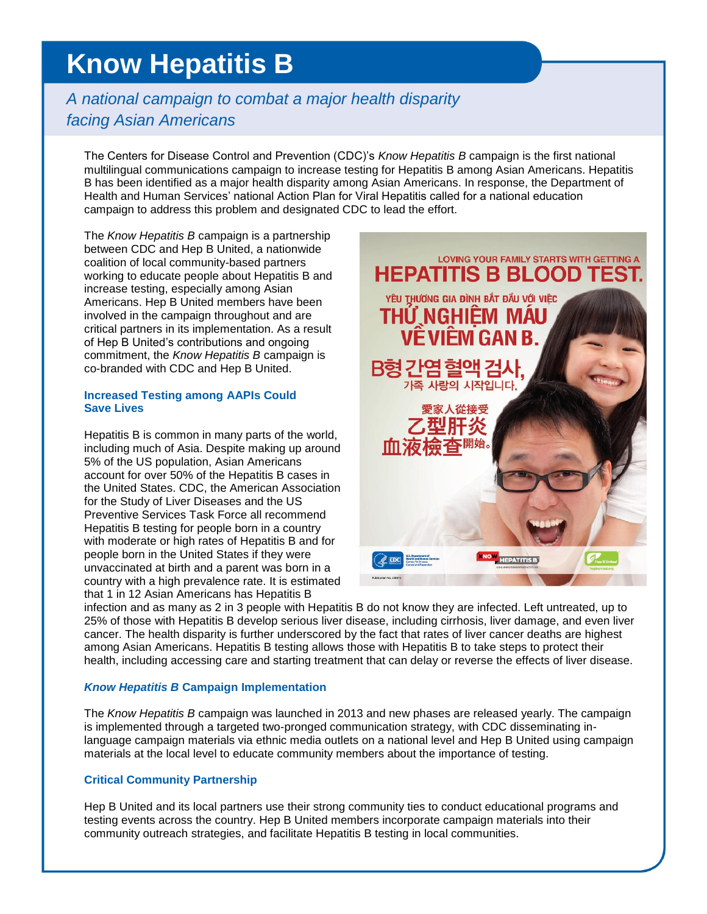# Know Hepatitis B

*A national campaign to combat a major health disparity facing Asian Americans*

The Centers for Disease Control and Prevention (CDC)'s *Know Hepatitis B* campaign is the first national multilingual communications campaign to increase testing for Hepatitis B among Asian Americans. Hepatitis B has been identified as a major health disparity among Asian Americans. In response, the Department of Health and Human Services' national Action Plan for Viral Hepatitis called for a national education campaign to address this problem and designated CDC to lead the effort.

The *Know Hepatitis B* campaign is a partnership between CDC and Hep B United, a nationwide coalition of local community-based partners working to educate people about Hepatitis B and increase testing, especially among Asian Americans. Hep B United members have been involved in the campaign throughout and are critical partners in its implementation. As a result of Hep B United's contributions and ongoing commitment, the *Know Hepatitis B* campaign is co-branded with CDC and Hep B United.

### Increased Testing among AAPIs Could Save Lives

Hepatitis B is common in many parts of the world, including much of Asia. Despite making up around 5% of the US population, Asian Americans account for over 50% of the Hepatitis B cases in the United States. CDC, the American Association for the Study of Liver Diseases and the US Preventive Services Task Force all recommend Hepatitis B testing for people born in a country with moderate or high rates of Hepatitis B and for people born in the United States if they were unvaccinated at birth and a parent was born in a country with a high prevalence rate. It is estimated that 1 in 12 Asian Americans has Hepatitis B infection and as many as 2 in 3 people with Hepatitis B do not know they are infected. Left untreated, up to 25% of those with Hepatitis B develop serious liver disease, including cirrhosis, liver damage, and even liver cancer. The health disparity is further underscored by the fact that rates of liver cancer deaths are highest among Asian Americans. Hepatitis B testing allows those with Hepatitis B to take steps to protect their health, including accessing care and starting treatment that can delay or reverse the effects of liver disease.

### *Know Hepatitis B* Campaign Implementation

The *Know Hepatitis B* campaign was launched in 2013 and new phases are released yearly. The campaign is implemented through a targeted two-pronged communication strategy, with CDC disseminating in-language campaign materials via ethnic media outlets on a national level and Hep B United using campaign materials at the local level to educate community members about the importance of testing.

### Critical Community Partnership

Hep B United and its local partners use their strong community ties to conduct educational programs and testing events across the country. Hep B United members incorporate campaign materials into their community outreach strategies, and facilitate Hepatitis B testing in local communities.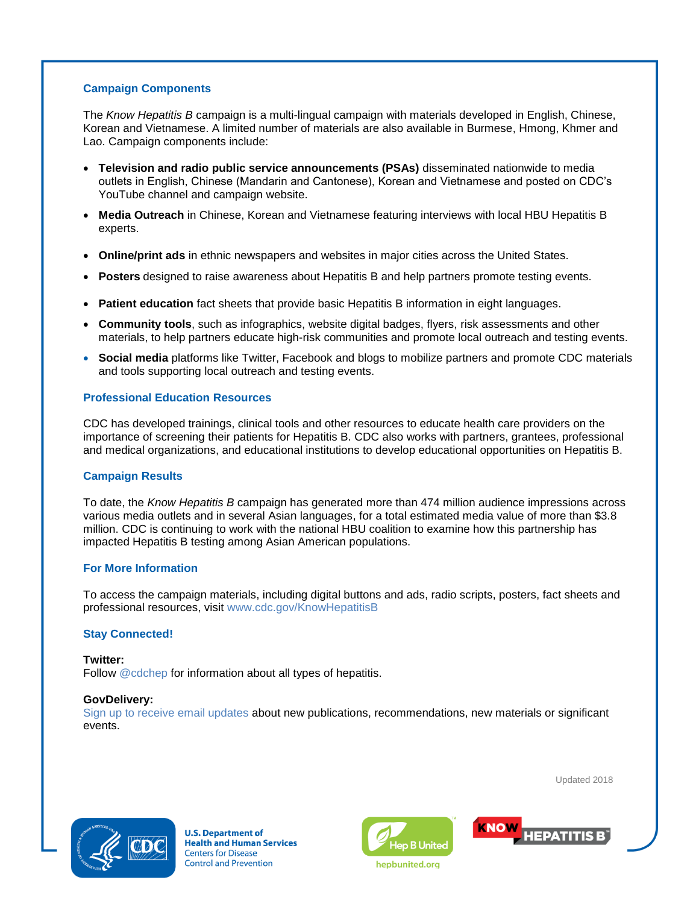## Campaign Components

The *Know Hepatitis B* campaign is a multi-lingual campaign with materials developed in English, Chinese, Korean and Vietnamese. A limited number of materials are also available in Burmese, Hmong, Khmer and Lao. Campaign components include:

- **Television and radio public service announcements (PSAs)** disseminated nationwide to media outlets in English, Chinese (Mandarin and Cantonese), Korean and Vietnamese and posted on CDC's YouTube channel and campaign website.
- **Media Outreach** in Chinese, Korean and Vietnamese featuring interviews with local HBU Hepatitis B experts.
- **Online/print ads** in ethnic newspapers and websites in major cities across the United States.
- **Posters** designed to raise awareness about Hepatitis B and help partners promote testing events.
- **Patient education** fact sheets that provide basic Hepatitis B information in eight languages.
- **Community tools**, such as infographics, website digital badges, flyers, risk assessments and other materials, to help partners educate high-risk communities and promote local outreach and testing events.
- **Social media** platforms like Twitter, Facebook and blogs to mobilize partners and promote CDC materials and tools supporting local outreach and testing events.

## Professional Education Resources

CDC has developed trainings, clinical tools and other resources to educate health care providers on the importance of screening their patients for Hepatitis B. CDC also works with partners, grantees, professional and medical organizations, and educational institutions to develop educational opportunities on Hepatitis B.

## Campaign Results

To date, the *Know Hepatitis B* campaign has generated more than 474 million audience impressions across various media outlets and in several Asian languages, for a total estimated media value of more than $3.8 million. CDC is continuing to work with the national HBU coalition to examine how this partnership has impacted Hepatitis B testing among Asian American populations.

## For More Information

To access the campaign materials, including digital buttons and ads, radio scripts, posters, fact sheets and professional resources, visit www.cdc.gov/KnowHepatitisB

## Stay Connected!

**Twitter:**
Follow @cdchep for information about all types of hepatitis.

**GovDelivery:**
Sign up to receive email updates about new publications, recommendations, new materials or significant events.

Updated 2018

U.S. Department of Health and Human Services
Centers for Disease Control and Prevention

Hep B United
hepbunited.org

KNOW HEPATITIS B